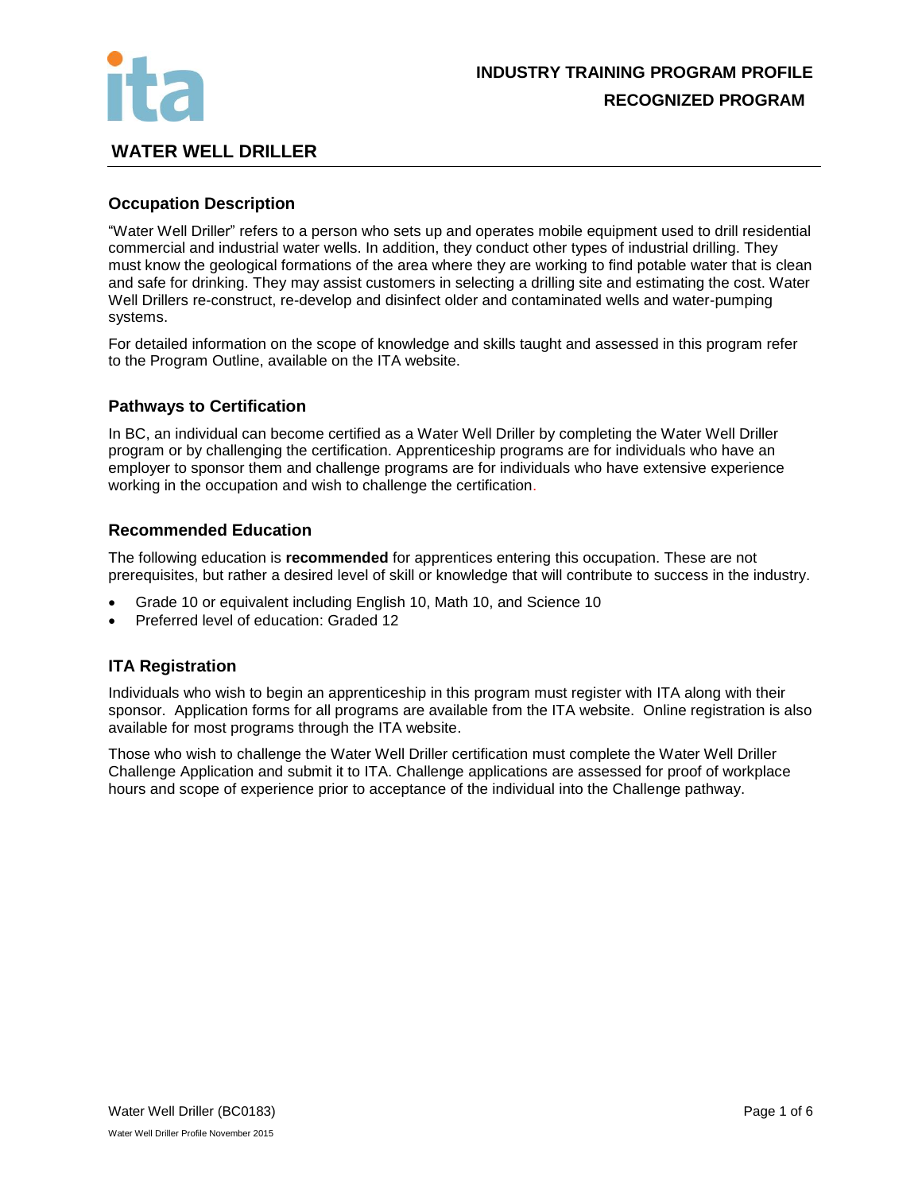**INDUSTRY TRAINING PROGRAM PROFILE**

**RECOGNIZED PROGRAM**

# WATER WELL DRILLER

## Occupation Description

"Water Well Driller" refers to a person who sets up and operates mobile equipment used to drill residential commercial and industrial water wells. In addition, they conduct other types of industrial drilling. They must know the geological formations of the area where they are working to find potable water that is clean and safe for drinking. They may assist customers in selecting a drilling site and estimating the cost. Water Well Drillers re-construct, re-develop and disinfect older and contaminated wells and water-pumping systems.

For detailed information on the scope of knowledge and skills taught and assessed in this program refer to the Program Outline, available on the ITA website.

## Pathways to Certification

In BC, an individual can become certified as a Water Well Driller by completing the Water Well Driller program or by challenging the certification. Apprenticeship programs are for individuals who have an employer to sponsor them and challenge programs are for individuals who have extensive experience working in the occupation and wish to challenge the certification.

## Recommended Education

The following education is **recommended** for apprentices entering this occupation. These are not prerequisites, but rather a desired level of skill or knowledge that will contribute to success in the industry.

- Grade 10 or equivalent including English 10, Math 10, and Science 10
- Preferred level of education: Graded 12

## ITA Registration

Individuals who wish to begin an apprenticeship in this program must register with ITA along with their sponsor. Application forms for all programs are available from the ITA website. Online registration is also available for most programs through the ITA website.

Those who wish to challenge the Water Well Driller certification must complete the Water Well Driller Challenge Application and submit it to ITA. Challenge applications are assessed for proof of workplace hours and scope of experience prior to acceptance of the individual into the Challenge pathway.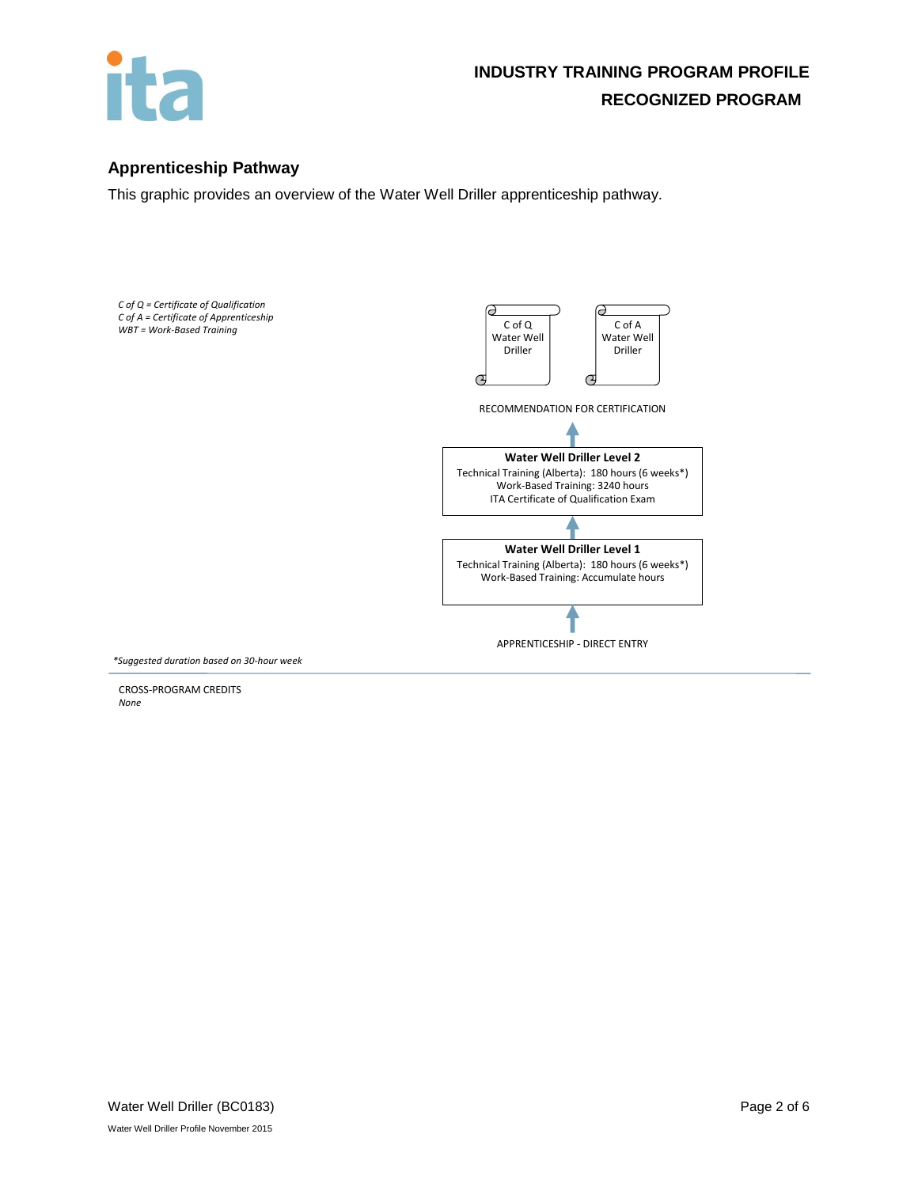## Apprenticeship Pathway

This graphic provides an overview of the Water Well Driller apprenticeship pathway.

*C of Q = Certificate of Qualification*
*C of A = Certificate of Apprenticeship*
*WBT = Work-Based Training*

C of Q Water Well Driller

C of A Water Well Driller

RECOMMENDATION FOR CERTIFICATION

**Water Well Driller Level 2**
Technical Training (Alberta): 180 hours (6 weeks*)
Work-Based Training: 3240 hours
ITA Certificate of Qualification Exam

**Water Well Driller Level 1**
Technical Training (Alberta): 180 hours (6 weeks*)
Work-Based Training: Accumulate hours

APPRENTICESHIP - DIRECT ENTRY

*\*Suggested duration based on 30-hour week*

CROSS-PROGRAM CREDITS
*None*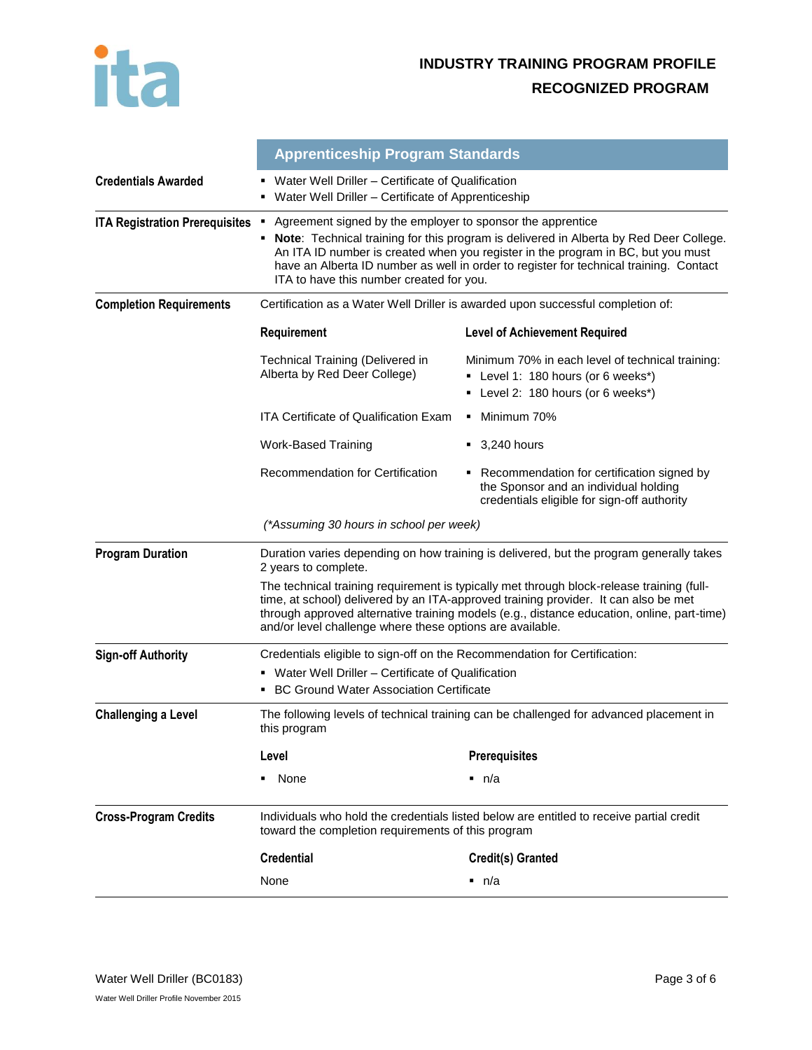# INDUSTRY TRAINING PROGRAM PROFILE

## RECOGNIZED PROGRAM

## Apprenticeship Program Standards

**Credentials Awarded**

- Water Well Driller – Certificate of Qualification
- Water Well Driller – Certificate of Apprenticeship

**ITA Registration Prerequisites**

- Agreement signed by the employer to sponsor the apprentice
- **Note**: Technical training for this program is delivered in Alberta by Red Deer College. An ITA ID number is created when you register in the program in BC, but you must have an Alberta ID number as well in order to register for technical training. Contact ITA to have this number created for you.

**Completion Requirements**

Certification as a Water Well Driller is awarded upon successful completion of:

| Requirement | Level of Achievement Required |
|---|---|
| Technical Training (Delivered in Alberta by Red Deer College) | Minimum 70% in each level of technical training:<br>▪ Level 1: 180 hours (or 6 weeks*)<br>▪ Level 2: 180 hours (or 6 weeks*) |
| ITA Certificate of Qualification Exam | ▪ Minimum 70% |
| Work-Based Training | ▪ 3,240 hours |
| Recommendation for Certification | ▪ Recommendation for certification signed by the Sponsor and an individual holding credentials eligible for sign-off authority |

*(\*Assuming 30 hours in school per week)*

**Program Duration**

Duration varies depending on how training is delivered, but the program generally takes 2 years to complete.

The technical training requirement is typically met through block-release training (full-time, at school) delivered by an ITA-approved training provider. It can also be met through approved alternative training models (e.g., distance education, online, part-time) and/or level challenge where these options are available.

**Sign-off Authority**

Credentials eligible to sign-off on the Recommendation for Certification:

- Water Well Driller – Certificate of Qualification
- BC Ground Water Association Certificate

**Challenging a Level**

The following levels of technical training can be challenged for advanced placement in this program

| Level | Prerequisites |
|---|---|
| ▪ None | ▪ n/a |

**Cross-Program Credits**

Individuals who hold the credentials listed below are entitled to receive partial credit toward the completion requirements of this program

| Credential | Credit(s) Granted |
|---|---|
| None | ▪ n/a |

Water Well Driller (BC0183)

Water Well Driller Profile November 2015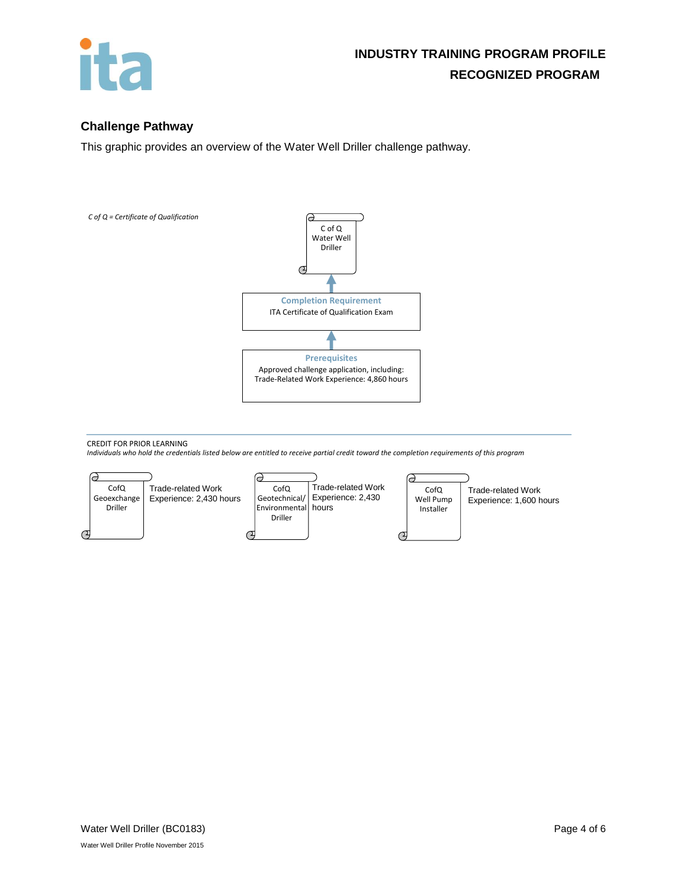## Challenge Pathway

This graphic provides an overview of the Water Well Driller challenge pathway.

*C of Q = Certificate of Qualification*

C of Q Water Well Driller

↑

**Completion Requirement**

ITA Certificate of Qualification Exam

↑

**Prerequisites**

Approved challenge application, including:
Trade-Related Work Experience: 4,860 hours

---

CREDIT FOR PRIOR LEARNING

*Individuals who hold the credentials listed below are entitled to receive partial credit toward the completion requirements of this program*

| Credential | Credit |
|---|---|
| CofQ Geoexchange Driller | Trade-related Work Experience: 2,430 hours |
| CofQ Geotechnical/ Environmental Driller | Trade-related Work Experience: 2,430 hours |
| CofQ Well Pump Installer | Trade-related Work Experience: 1,600 hours |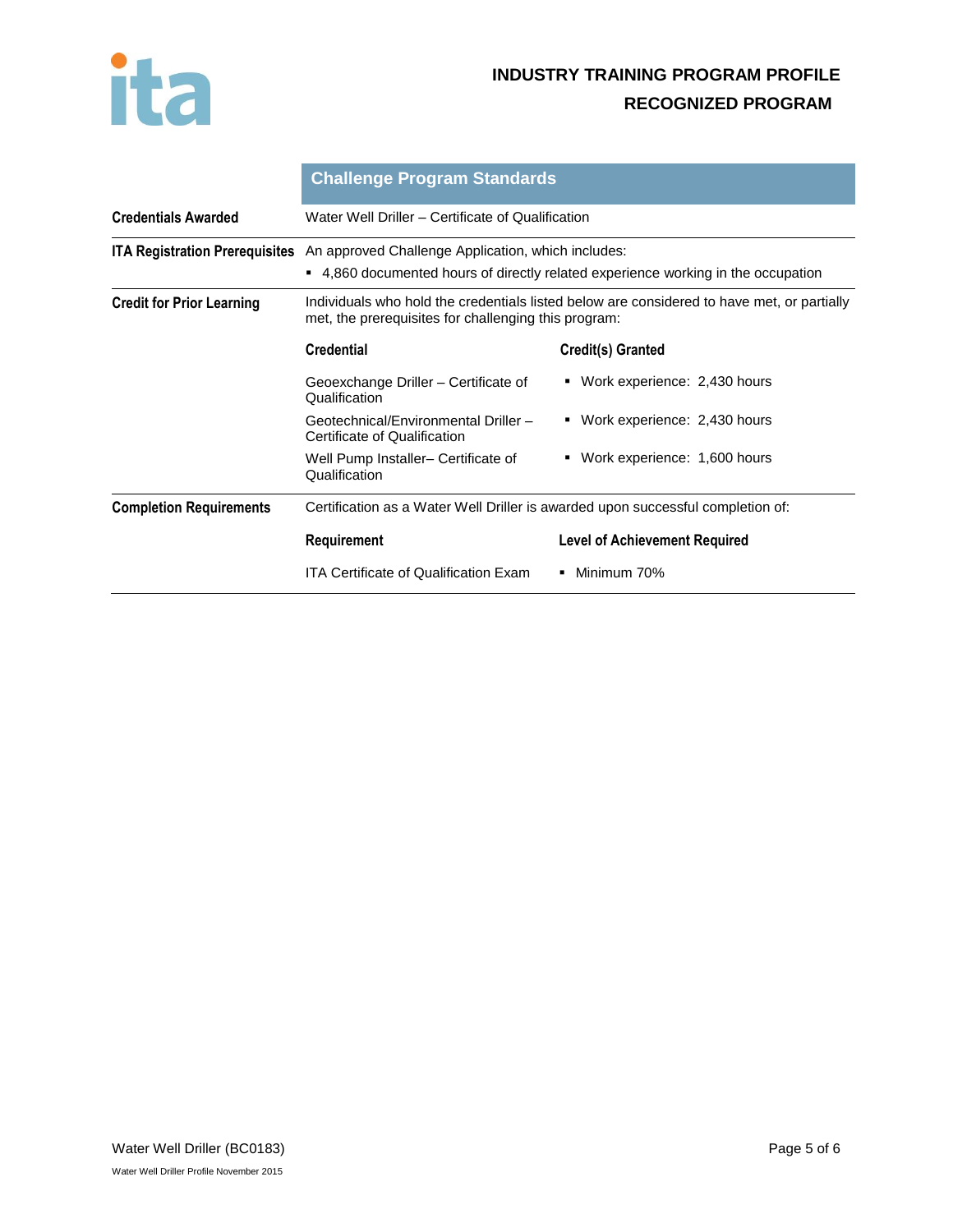## Challenge Program Standards

**Credentials Awarded**

Water Well Driller – Certificate of Qualification

**ITA Registration Prerequisites**

An approved Challenge Application, which includes:

- 4,860 documented hours of directly related experience working in the occupation

**Credit for Prior Learning**

Individuals who hold the credentials listed below are considered to have met, or partially met, the prerequisites for challenging this program:

| Credential | Credit(s) Granted |
| --- | --- |
| Geoexchange Driller – Certificate of Qualification | Work experience: 2,430 hours |
| Geotechnical/Environmental Driller – Certificate of Qualification | Work experience: 2,430 hours |
| Well Pump Installer– Certificate of Qualification | Work experience: 1,600 hours |

**Completion Requirements**

Certification as a Water Well Driller is awarded upon successful completion of:

| Requirement | Level of Achievement Required |
| --- | --- |
| ITA Certificate of Qualification Exam | Minimum 70% |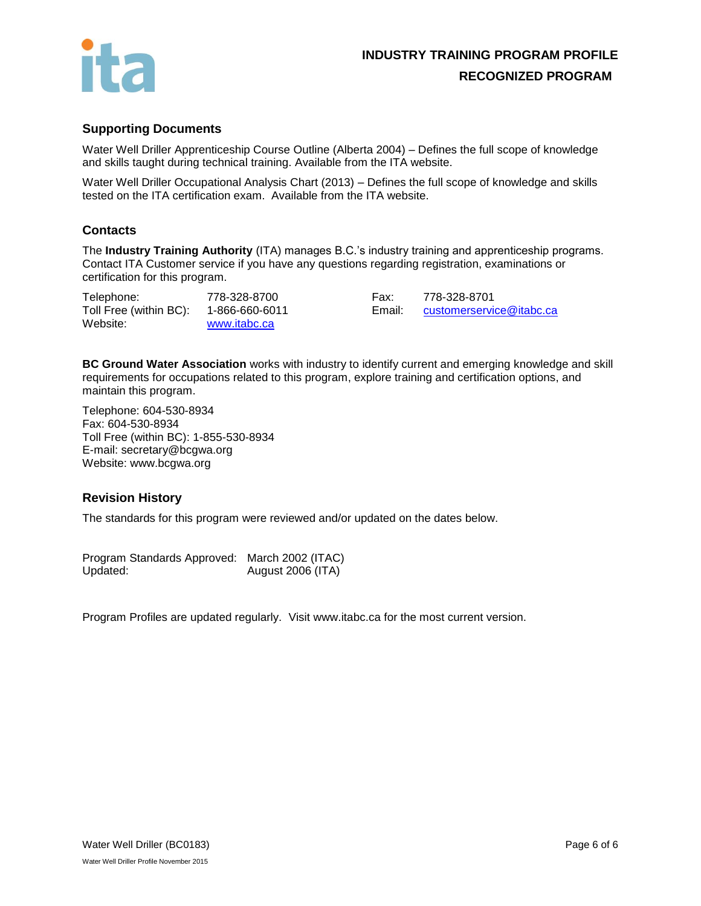## Supporting Documents

Water Well Driller Apprenticeship Course Outline (Alberta 2004) – Defines the full scope of knowledge and skills taught during technical training. Available from the ITA website.

Water Well Driller Occupational Analysis Chart (2013) – Defines the full scope of knowledge and skills tested on the ITA certification exam. Available from the ITA website.

## Contacts

The **Industry Training Authority** (ITA) manages B.C.'s industry training and apprenticeship programs. Contact ITA Customer service if you have any questions regarding registration, examinations or certification for this program.

| | | | |
|---|---|---|---|
| Telephone: | 778-328-8700 | Fax: | 778-328-8701 |
| Toll Free (within BC): | 1-866-660-6011 | Email: | customerservice@itabc.ca |
| Website: | www.itabc.ca | | |

**BC Ground Water Association** works with industry to identify current and emerging knowledge and skill requirements for occupations related to this program, explore training and certification options, and maintain this program.

Telephone: 604-530-8934
Fax: 604-530-8934
Toll Free (within BC): 1-855-530-8934
E-mail: secretary@bcgwa.org
Website: www.bcgwa.org

## Revision History

The standards for this program were reviewed and/or updated on the dates below.

| | |
|---|---|
| Program Standards Approved: | March 2002 (ITAC) |
| Updated: | August 2006 (ITA) |

Program Profiles are updated regularly. Visit www.itabc.ca for the most current version.